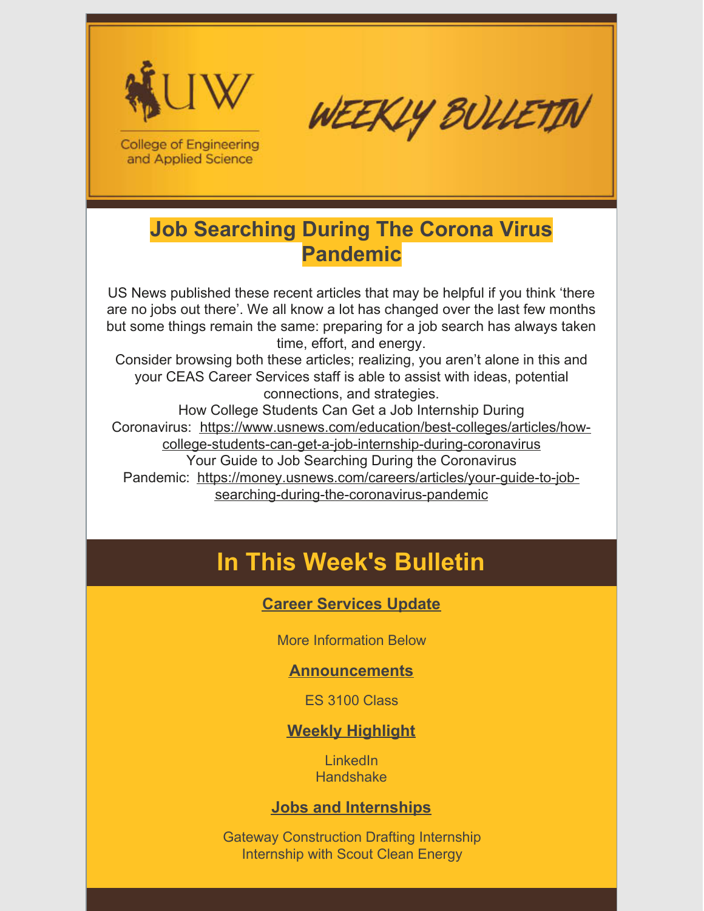UW

College of Engineering and Applied Science

# WEEKLY BULLETIN

## Job Searching During The Corona Virus Pandemic

US News published these recent articles that may be helpful if you think 'there are no jobs out there'. We all know a lot has changed over the last few months but some things remain the same: preparing for a job search has always taken time, effort, and energy.

Consider browsing both these articles; realizing, you aren't alone in this and your CEAS Career Services staff is able to assist with ideas, potential connections, and strategies.

How College Students Can Get a Job Internship During Coronavirus: https://www.usnews.com/education/best-colleges/articles/how-college-students-can-get-a-job-internship-during-coronavirus

Your Guide to Job Searching During the Coronavirus Pandemic: https://money.usnews.com/careers/articles/your-guide-to-job-searching-during-the-coronavirus-pandemic

## In This Week's Bulletin

### Career Services Update

More Information Below

### Announcements

ES 3100 Class

### Weekly Highlight

LinkedIn
Handshake

### Jobs and Internships

Gateway Construction Drafting Internship
Internship with Scout Clean Energy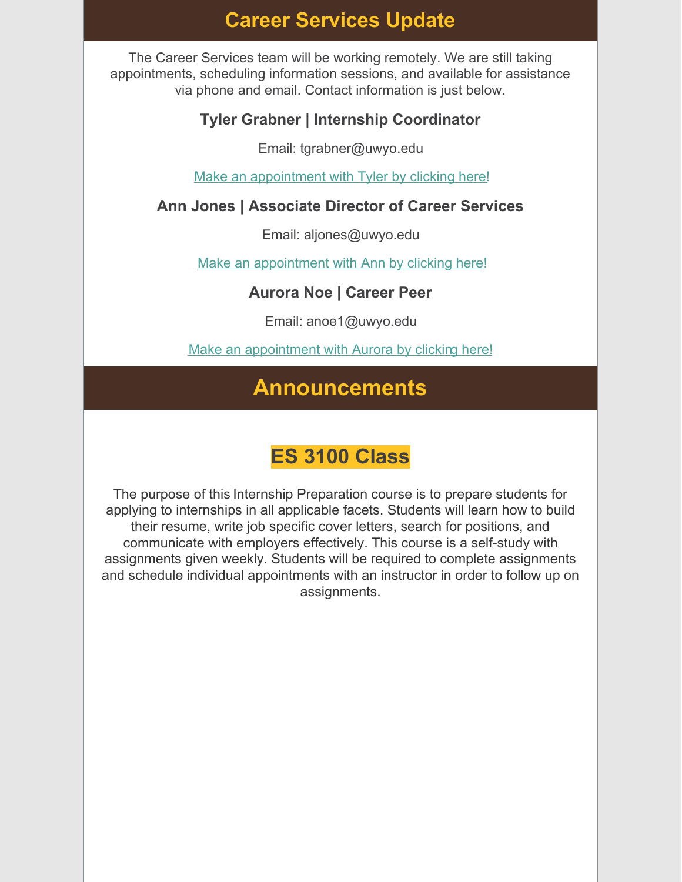## Career Services Update

The Career Services team will be working remotely. We are still taking appointments, scheduling information sessions, and available for assistance via phone and email. Contact information is just below.

**Tyler Grabner | Internship Coordinator**

Email: tgrabner@uwyo.edu

Make an appointment with Tyler by clicking here!

**Ann Jones | Associate Director of Career Services**

Email: aljones@uwyo.edu

Make an appointment with Ann by clicking here!

**Aurora Noe | Career Peer**

Email: anoe1@uwyo.edu

Make an appointment with Aurora by clicking here!

## Announcements

### ES 3100 Class

The purpose of this Internship Preparation course is to prepare students for applying to internships in all applicable facets. Students will learn how to build their resume, write job specific cover letters, search for positions, and communicate with employers effectively. This course is a self-study with assignments given weekly. Students will be required to complete assignments and schedule individual appointments with an instructor in order to follow up on assignments.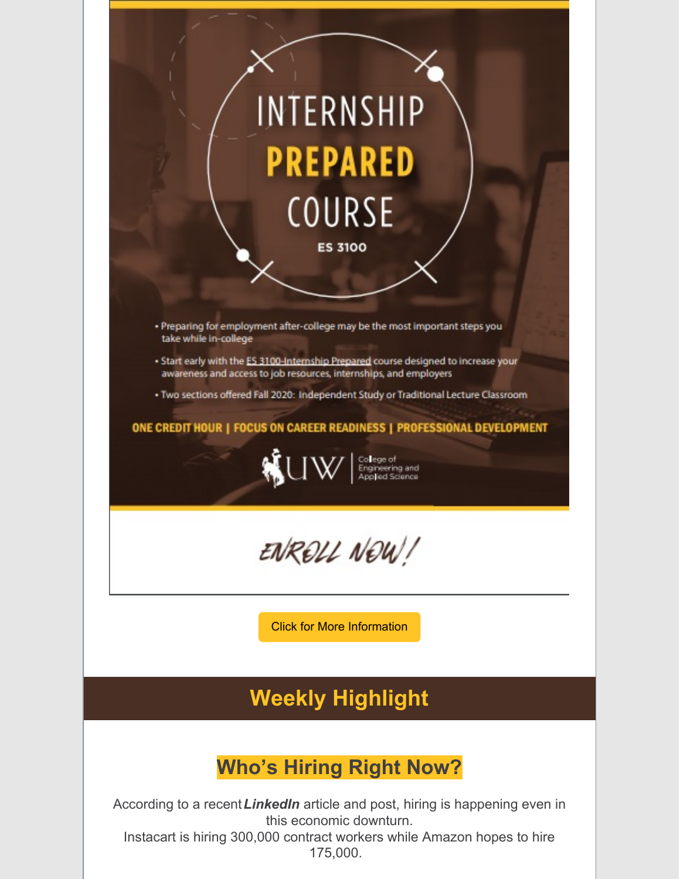# INTERNSHIP PREPARED COURSE

ES 3100

- Preparing for employment after-college may be the most important steps you take while in-college
- Start early with the ES 3100-Internship Prepared course designed to increase your awareness and access to job resources, internships, and employers
- Two sections offered Fall 2020: Independent Study or Traditional Lecture Classroom

**ONE CREDIT HOUR | FOCUS ON CAREER READINESS | PROFESSIONAL DEVELOPMENT**

UW | College of Engineering and Applied Science

ENROLL NOW!

Click for More Information

## Weekly Highlight

### Who's Hiring Right Now?

According to a recent ***LinkedIn*** article and post, hiring is happening even in this economic downturn.
Instacart is hiring 300,000 contract workers while Amazon hopes to hire 175,000.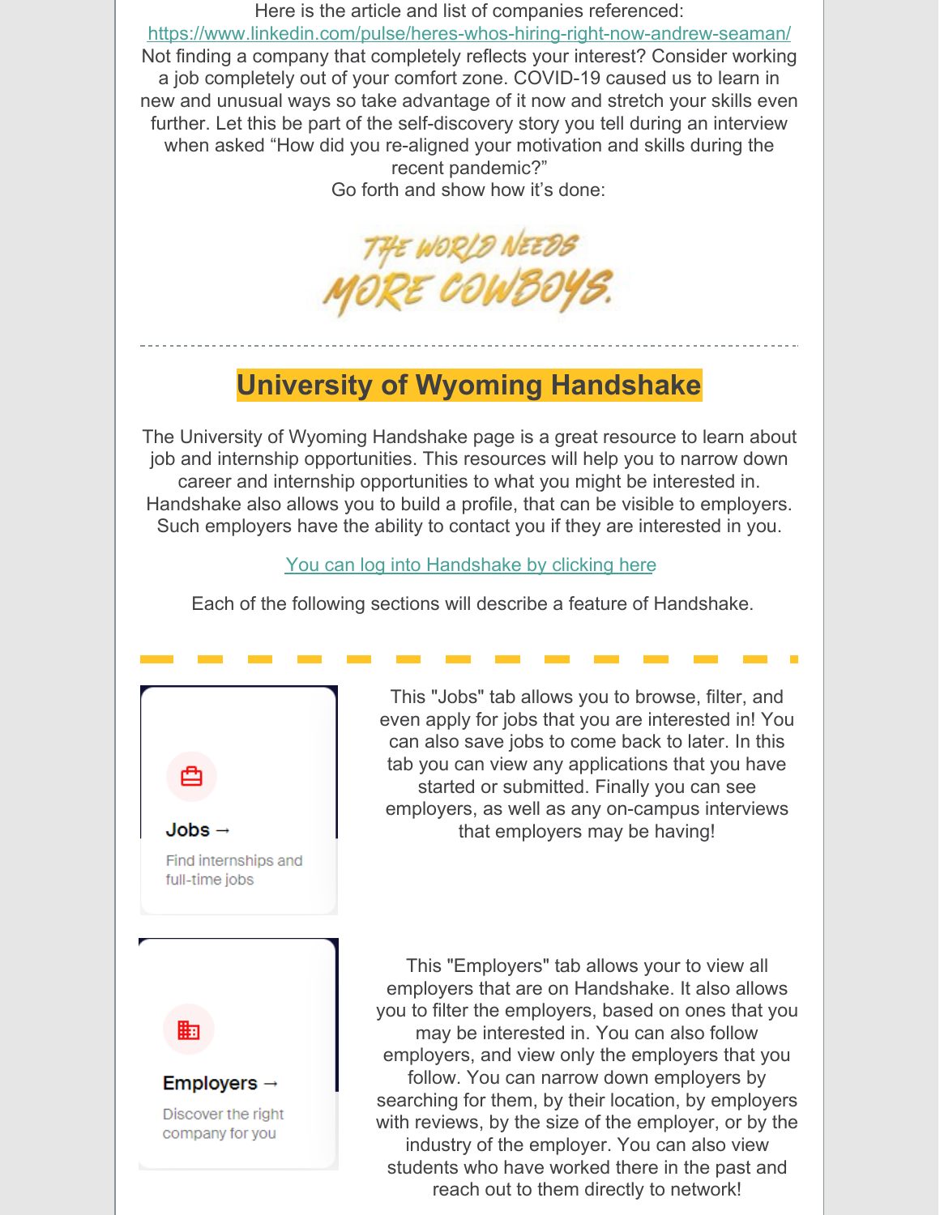Here is the article and list of companies referenced:
https://www.linkedin.com/pulse/heres-whos-hiring-right-now-andrew-seaman/
Not finding a company that completely reflects your interest? Consider working a job completely out of your comfort zone. COVID-19 caused us to learn in new and unusual ways so take advantage of it now and stretch your skills even further. Let this be part of the self-discovery story you tell during an interview when asked "How did you re-aligned your motivation and skills during the recent pandemic?"
Go forth and show how it's done:

THE WORLD NEEDS MORE COWBOYS.

---

## University of Wyoming Handshake

The University of Wyoming Handshake page is a great resource to learn about job and internship opportunities. This resources will help you to narrow down career and internship opportunities to what you might be interested in. Handshake also allows you to build a profile, that can be visible to employers. Such employers have the ability to contact you if they are interested in you.

You can log into Handshake by clicking here

Each of the following sections will describe a feature of Handshake.

---

**Jobs →**

Find internships and full-time jobs

This "Jobs" tab allows you to browse, filter, and even apply for jobs that you are interested in! You can also save jobs to come back to later. In this tab you can view any applications that you have started or submitted. Finally you can see employers, as well as any on-campus interviews that employers may be having!

**Employers →**

Discover the right company for you

This "Employers" tab allows your to view all employers that are on Handshake. It also allows you to filter the employers, based on ones that you may be interested in. You can also follow employers, and view only the employers that you follow. You can narrow down employers by searching for them, by their location, by employers with reviews, by the size of the employer, or by the industry of the employer. You can also view students who have worked there in the past and reach out to them directly to network!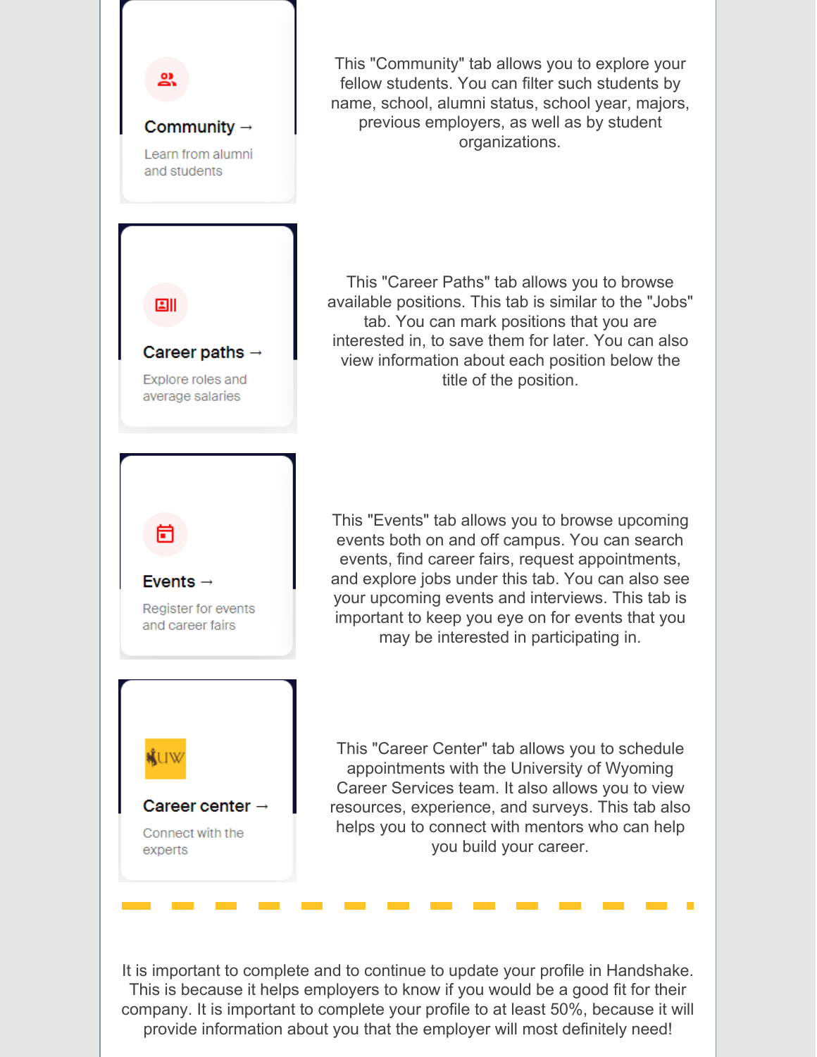**Community →**

Learn from alumni and students

This "Community" tab allows you to explore your fellow students. You can filter such students by name, school, alumni status, school year, majors, previous employers, as well as by student organizations.

**Career paths →**

Explore roles and average salaries

This "Career Paths" tab allows you to browse available positions. This tab is similar to the "Jobs" tab. You can mark positions that you are interested in, to save them for later. You can also view information about each position below the title of the position.

**Events →**

Register for events and career fairs

This "Events" tab allows you to browse upcoming events both on and off campus. You can search events, find career fairs, request appointments, and explore jobs under this tab. You can also see your upcoming events and interviews. This tab is important to keep you eye on for events that you may be interested in participating in.

UW

**Career center →**

Connect with the experts

This "Career Center" tab allows you to schedule appointments with the University of Wyoming Career Services team. It also allows you to view resources, experience, and surveys. This tab also helps you to connect with mentors who can help you build your career.

---

It is important to complete and to continue to update your profile in Handshake. This is because it helps employers to know if you would be a good fit for their company. It is important to complete your profile to at least 50%, because it will provide information about you that the employer will most definitely need!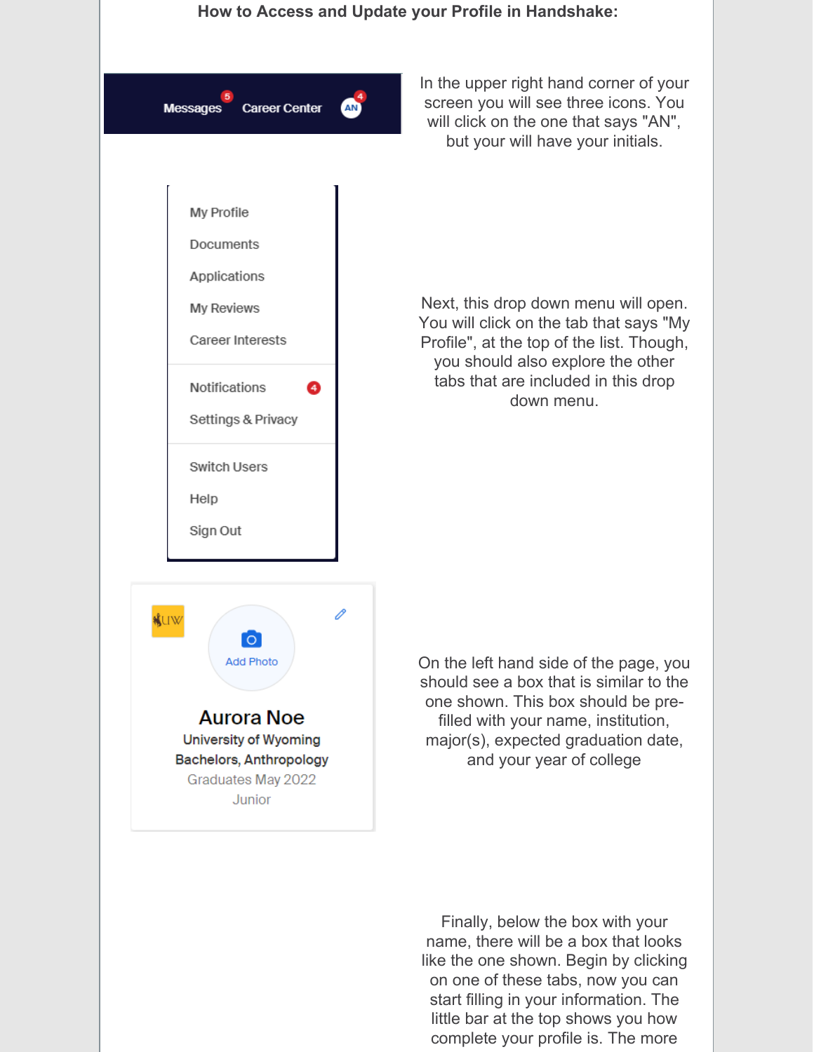**How to Access and Update your Profile in Handshake:**

In the upper right hand corner of your screen you will see three icons. You will click on the one that says "AN", but your will have your initials.

Next, this drop down menu will open. You will click on the tab that says "My Profile", at the top of the list. Though, you should also explore the other tabs that are included in this drop down menu.

On the left hand side of the page, you should see a box that is similar to the one shown. This box should be pre-filled with your name, institution, major(s), expected graduation date, and your year of college

Finally, below the box with your name, there will be a box that looks like the one shown. Begin by clicking on one of these tabs, now you can start filling in your information. The little bar at the top shows you how complete your profile is. The more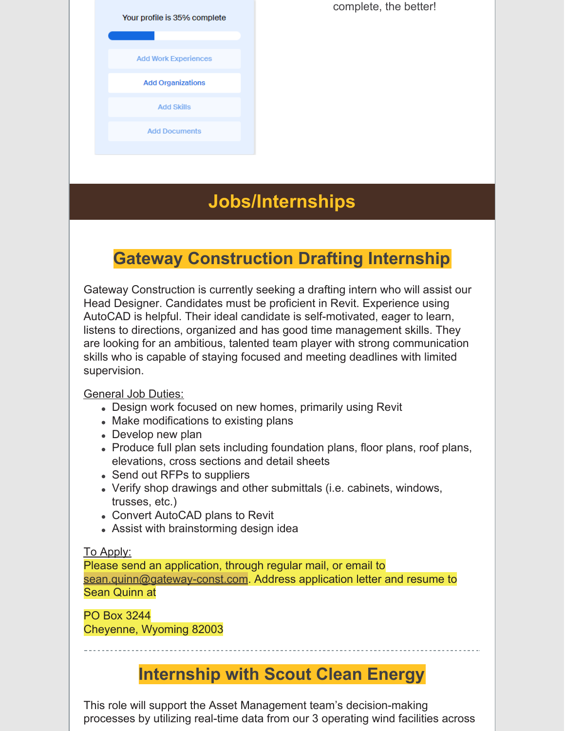Your profile is 35% complete

Add Work Experiences

Add Organizations

Add Skills

Add Documents

complete, the better!

# Jobs/Internships

## Gateway Construction Drafting Internship

Gateway Construction is currently seeking a drafting intern who will assist our Head Designer. Candidates must be proficient in Revit. Experience using AutoCAD is helpful. Their ideal candidate is self-motivated, eager to learn, listens to directions, organized and has good time management skills. They are looking for an ambitious, talented team player with strong communication skills who is capable of staying focused and meeting deadlines with limited supervision.

General Job Duties:

- Design work focused on new homes, primarily using Revit
- Make modifications to existing plans
- Develop new plan
- Produce full plan sets including foundation plans, floor plans, roof plans, elevations, cross sections and detail sheets
- Send out RFPs to suppliers
- Verify shop drawings and other submittals (i.e. cabinets, windows, trusses, etc.)
- Convert AutoCAD plans to Revit
- Assist with brainstorming design idea

To Apply:

Please send an application, through regular mail, or email to sean.quinn@gateway-const.com. Address application letter and resume to Sean Quinn at

PO Box 3244
Cheyenne, Wyoming 82003

---

## Internship with Scout Clean Energy

This role will support the Asset Management team's decision-making processes by utilizing real-time data from our 3 operating wind facilities across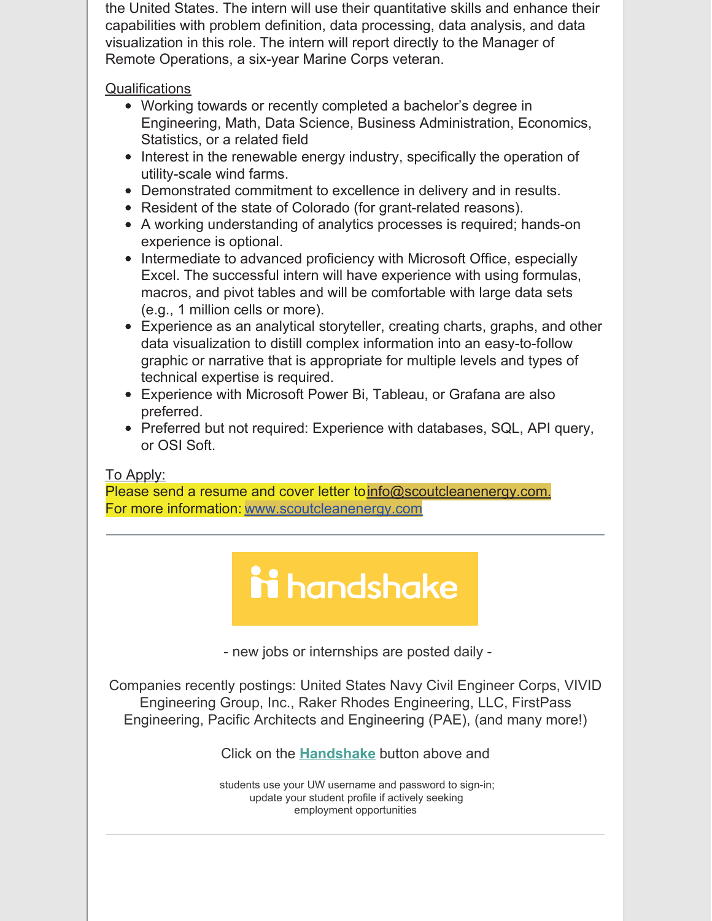the United States. The intern will use their quantitative skills and enhance their capabilities with problem definition, data processing, data analysis, and data visualization in this role. The intern will report directly to the Manager of Remote Operations, a six-year Marine Corps veteran.

Qualifications

- Working towards or recently completed a bachelor's degree in Engineering, Math, Data Science, Business Administration, Economics, Statistics, or a related field
- Interest in the renewable energy industry, specifically the operation of utility-scale wind farms.
- Demonstrated commitment to excellence in delivery and in results.
- Resident of the state of Colorado (for grant-related reasons).
- A working understanding of analytics processes is required; hands-on experience is optional.
- Intermediate to advanced proficiency with Microsoft Office, especially Excel. The successful intern will have experience with using formulas, macros, and pivot tables and will be comfortable with large data sets (e.g., 1 million cells or more).
- Experience as an analytical storyteller, creating charts, graphs, and other data visualization to distill complex information into an easy-to-follow graphic or narrative that is appropriate for multiple levels and types of technical expertise is required.
- Experience with Microsoft Power Bi, Tableau, or Grafana are also preferred.
- Preferred but not required: Experience with databases, SQL, API query, or OSI Soft.

To Apply:
Please send a resume and cover letter to info@scoutcleanenergy.com.
For more information: www.scoutcleanenergy.com

---

handshake

- new jobs or internships are posted daily -

Companies recently postings: United States Navy Civil Engineer Corps, VIVID Engineering Group, Inc., Raker Rhodes Engineering, LLC, FirstPass Engineering, Pacific Architects and Engineering (PAE), (and many more!)

Click on the **Handshake** button above and

students use your UW username and password to sign-in;
update your student profile if actively seeking
employment opportunities

---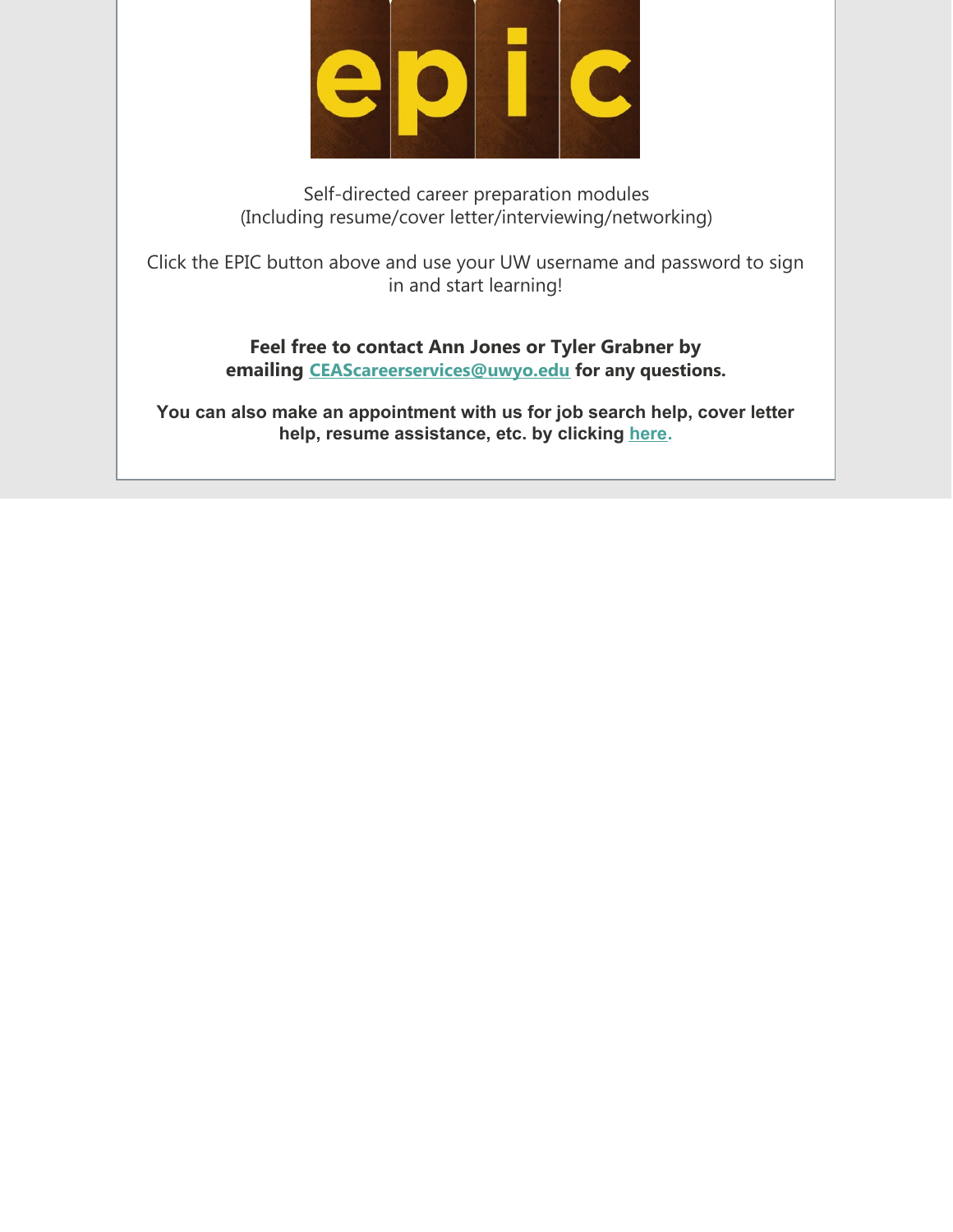Self-directed career preparation modules
(Including resume/cover letter/interviewing/networking)

Click the EPIC button above and use your UW username and password to sign in and start learning!

**Feel free to contact Ann Jones or Tyler Grabner by emailing CEAScareerservices@uwyo.edu for any questions.**

**You can also make an appointment with us for job search help, cover letter help, resume assistance, etc. by clicking here.**